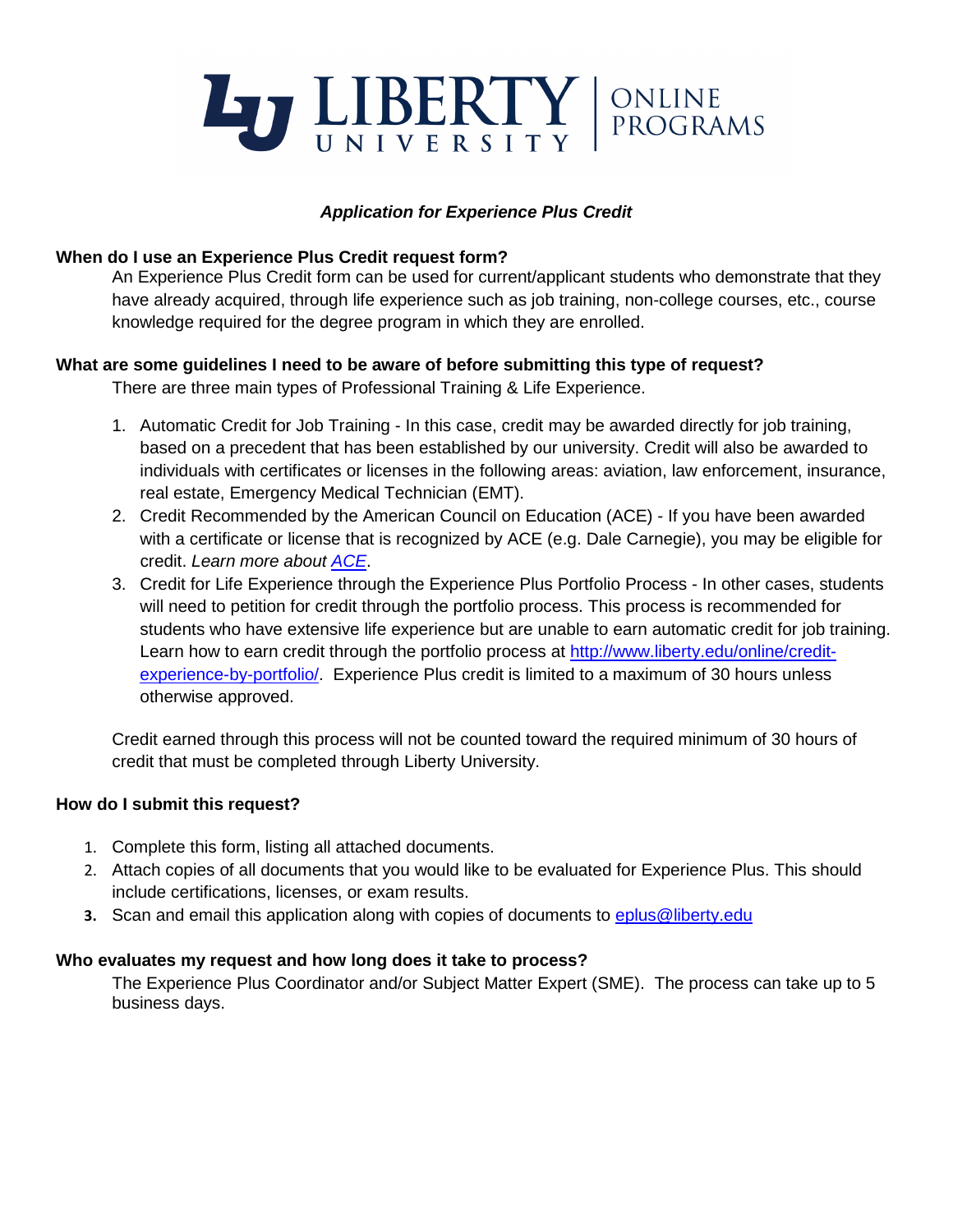**LIBERTY UNIVERSITY | ONLINE PROGRAMS**

# *Application for Experience Plus Credit*

**When do I use an Experience Plus Credit request form?**

An Experience Plus Credit form can be used for current/applicant students who demonstrate that they have already acquired, through life experience such as job training, non-college courses, etc., course knowledge required for the degree program in which they are enrolled.

**What are some guidelines I need to be aware of before submitting this type of request?**

There are three main types of Professional Training & Life Experience.

1. Automatic Credit for Job Training - In this case, credit may be awarded directly for job training, based on a precedent that has been established by our university. Credit will also be awarded to individuals with certificates or licenses in the following areas: aviation, law enforcement, insurance, real estate, Emergency Medical Technician (EMT).
2. Credit Recommended by the American Council on Education (ACE) - If you have been awarded with a certificate or license that is recognized by ACE (e.g. Dale Carnegie), you may be eligible for credit. *Learn more about ACE*.
3. Credit for Life Experience through the Experience Plus Portfolio Process - In other cases, students will need to petition for credit through the portfolio process. This process is recommended for students who have extensive life experience but are unable to earn automatic credit for job training. Learn how to earn credit through the portfolio process at http://www.liberty.edu/online/credit-experience-by-portfolio/. Experience Plus credit is limited to a maximum of 30 hours unless otherwise approved.

Credit earned through this process will not be counted toward the required minimum of 30 hours of credit that must be completed through Liberty University.

**How do I submit this request?**

1. Complete this form, listing all attached documents.
2. Attach copies of all documents that you would like to be evaluated for Experience Plus. This should include certifications, licenses, or exam results.
3. Scan and email this application along with copies of documents to eplus@liberty.edu

**Who evaluates my request and how long does it take to process?**

The Experience Plus Coordinator and/or Subject Matter Expert (SME). The process can take up to 5 business days.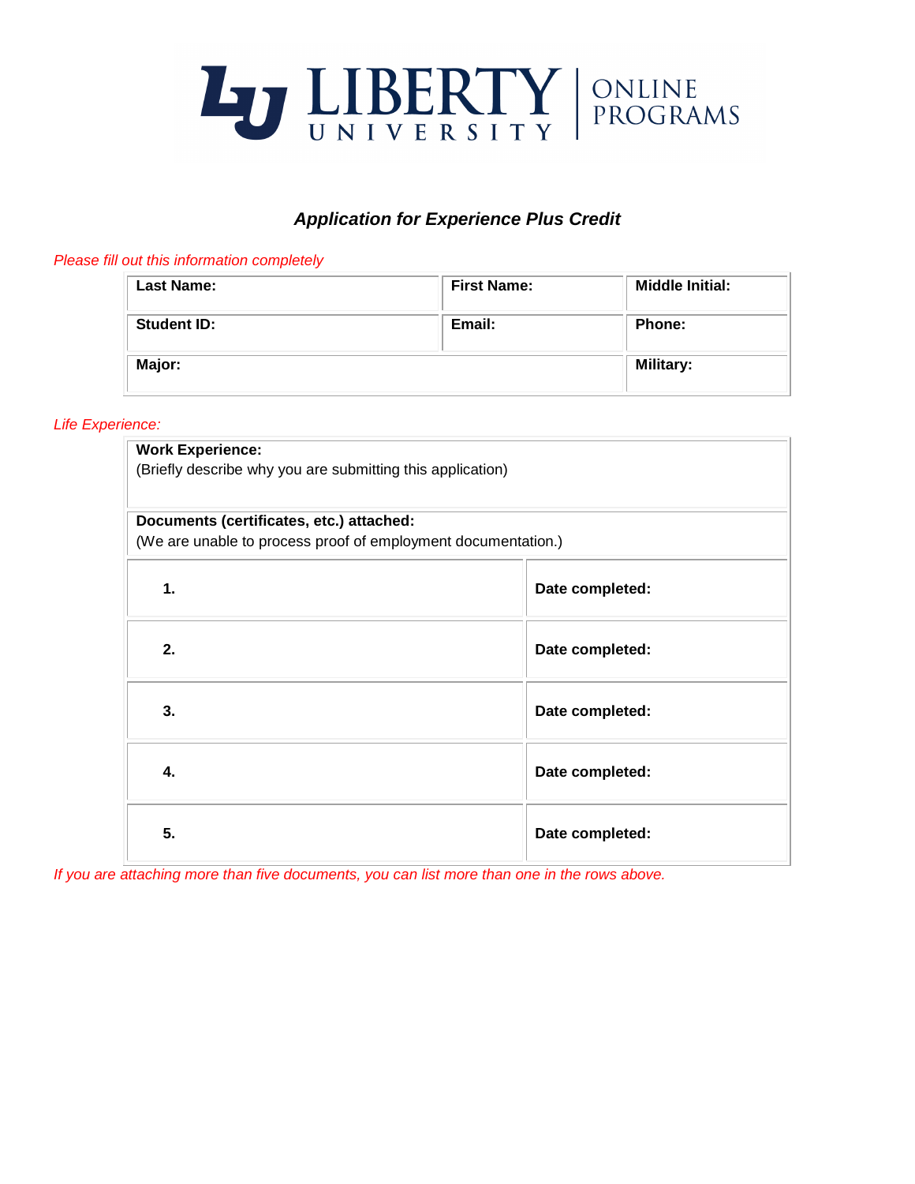LIBERTY UNIVERSITY | ONLINE PROGRAMS

## *Application for Experience Plus Credit*

*Please fill out this information completely*

| | | |
|---|---|---|
| **Last Name:** | **First Name:** | **Middle Initial:** |
| **Student ID:** | **Email:** | **Phone:** |
| **Major:** | | **Military:** |

*Life Experience:*

| | |
|---|---|
| **Work Experience:** (Briefly describe why you are submitting this application) | |
| **Documents (certificates, etc.) attached:** (We are unable to process proof of employment documentation.) | |
| **1.** | **Date completed:** |
| **2.** | **Date completed:** |
| **3.** | **Date completed:** |
| **4.** | **Date completed:** |
| **5.** | **Date completed:** |

*If you are attaching more than five documents, you can list more than one in the rows above.*